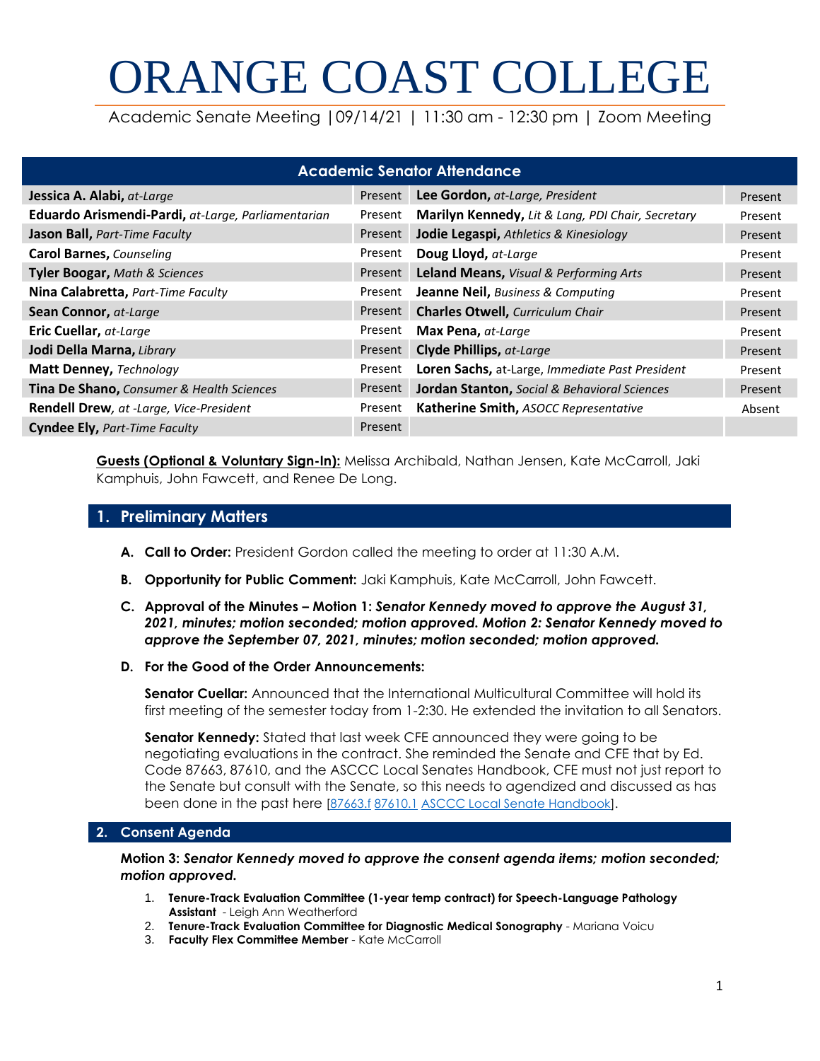# ORANGE COAST COLLEGE

Academic Senate Meeting |09/14/21 | 11:30 am - 12:30 pm | Zoom Meeting

| Academic Senator Attendance | | | |
|---|---|---|---|
| **Jessica A. Alabi,** *at-Large* | Present | **Lee Gordon,** *at-Large, President* | Present |
| **Eduardo Arismendi-Pardi,** *at-Large, Parliamentarian* | Present | **Marilyn Kennedy,** *Lit & Lang, PDI Chair, Secretary* | Present |
| **Jason Ball,** *Part-Time Faculty* | Present | **Jodie Legaspi,** *Athletics & Kinesiology* | Present |
| **Carol Barnes,** *Counseling* | Present | **Doug Lloyd,** *at-Large* | Present |
| **Tyler Boogar,** *Math & Sciences* | Present | **Leland Means,** *Visual & Performing Arts* | Present |
| **Nina Calabretta,** *Part-Time Faculty* | Present | **Jeanne Neil,** *Business & Computing* | Present |
| **Sean Connor,** *at-Large* | Present | **Charles Otwell,** *Curriculum Chair* | Present |
| **Eric Cuellar,** *at-Large* | Present | **Max Pena,** *at-Large* | Present |
| **Jodi Della Marna,** *Library* | Present | **Clyde Phillips,** *at-Large* | Present |
| **Matt Denney,** *Technology* | Present | **Loren Sachs,** at-Large, *Immediate Past President* | Present |
| **Tina De Shano,** *Consumer & Health Sciences* | Present | **Jordan Stanton,** *Social & Behavioral Sciences* | Present |
| **Rendell Drew,** *at -Large, Vice-President* | Present | **Katherine Smith,** *ASOCC Representative* | Absent |
| **Cyndee Ely,** *Part-Time Faculty* | Present | | |

**Guests (Optional & Voluntary Sign-In):** Melissa Archibald, Nathan Jensen, Kate McCarroll, Jaki Kamphuis, John Fawcett, and Renee De Long.

## 1. Preliminary Matters

**A. Call to Order:** President Gordon called the meeting to order at 11:30 A.M.

**B. Opportunity for Public Comment:** Jaki Kamphuis, Kate McCarroll, John Fawcett.

**C. Approval of the Minutes – Motion 1:** ***Senator Kennedy moved to approve the August 31, 2021, minutes; motion seconded; motion approved. Motion 2: Senator Kennedy moved to approve the September 07, 2021, minutes; motion seconded; motion approved.***

**D. For the Good of the Order Announcements:**

**Senator Cuellar:** Announced that the International Multicultural Committee will hold its first meeting of the semester today from 1-2:30. He extended the invitation to all Senators.

**Senator Kennedy:** Stated that last week CFE announced they were going to be negotiating evaluations in the contract. She reminded the Senate and CFE that by Ed. Code 87663, 87610, and the ASCCC Local Senates Handbook, CFE must not just report to the Senate but consult with the Senate, so this needs to agendized and discussed as has been done in the past here [87663.f 87610.1 ASCCC Local Senate Handbook].

## 2. Consent Agenda

**Motion 3:** ***Senator Kennedy moved to approve the consent agenda items; motion seconded; motion approved.***

1. **Tenure-Track Evaluation Committee (1-year temp contract) for Speech-Language Pathology Assistant** - Leigh Ann Weatherford
2. **Tenure-Track Evaluation Committee for Diagnostic Medical Sonography** - Mariana Voicu
3. **Faculty Flex Committee Member** - Kate McCarroll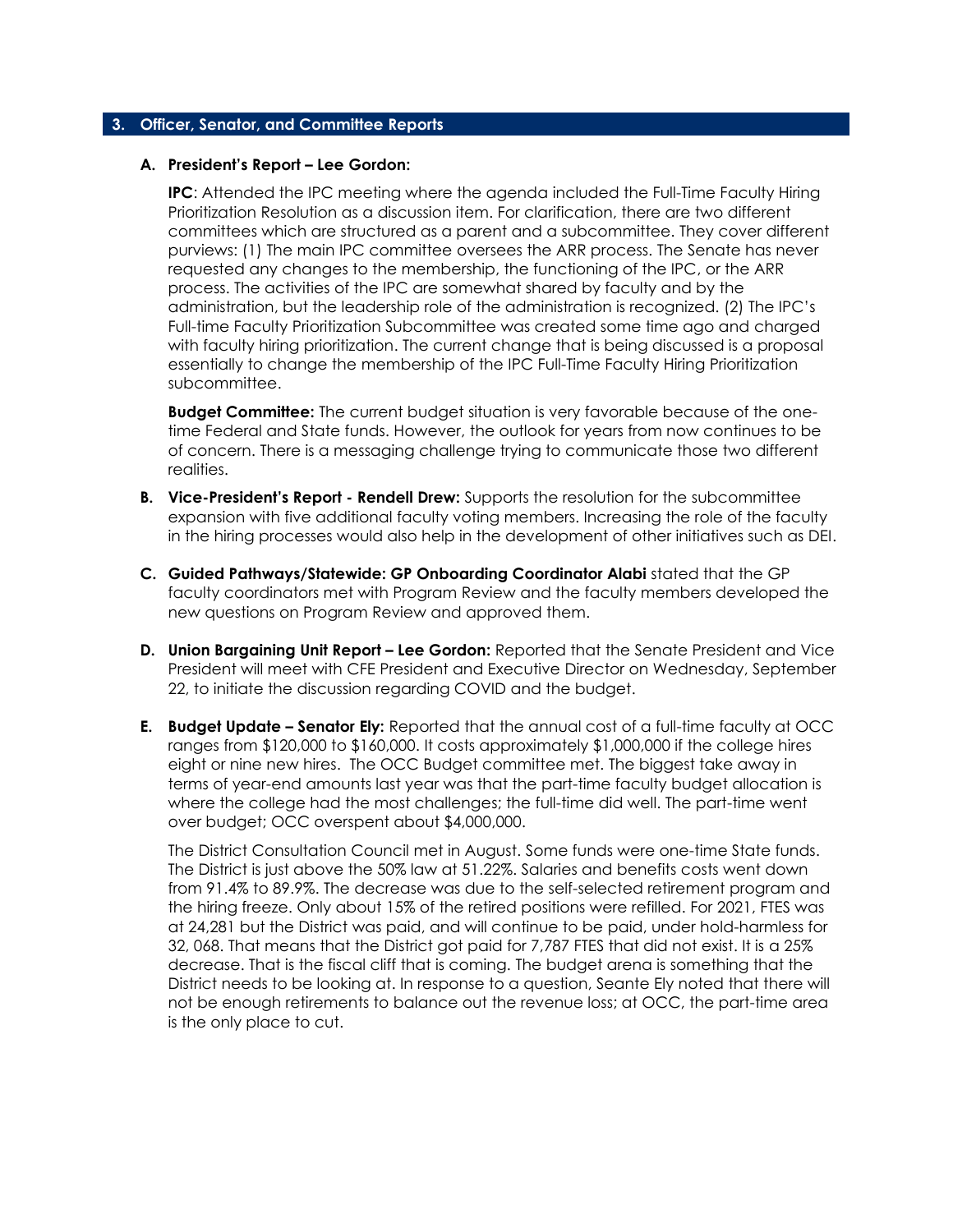## 3. Officer, Senator, and Committee Reports

**A. President's Report – Lee Gordon:**

**IPC**: Attended the IPC meeting where the agenda included the Full-Time Faculty Hiring Prioritization Resolution as a discussion item. For clarification, there are two different committees which are structured as a parent and a subcommittee. They cover different purviews: (1) The main IPC committee oversees the ARR process. The Senate has never requested any changes to the membership, the functioning of the IPC, or the ARR process. The activities of the IPC are somewhat shared by faculty and by the administration, but the leadership role of the administration is recognized. (2) The IPC's Full-time Faculty Prioritization Subcommittee was created some time ago and charged with faculty hiring prioritization. The current change that is being discussed is a proposal essentially to change the membership of the IPC Full-Time Faculty Hiring Prioritization subcommittee.

**Budget Committee:** The current budget situation is very favorable because of the one-time Federal and State funds. However, the outlook for years from now continues to be of concern. There is a messaging challenge trying to communicate those two different realities.

**B. Vice-President's Report - Rendell Drew:** Supports the resolution for the subcommittee expansion with five additional faculty voting members. Increasing the role of the faculty in the hiring processes would also help in the development of other initiatives such as DEI.

**C. Guided Pathways/Statewide: GP Onboarding Coordinator Alabi** stated that the GP faculty coordinators met with Program Review and the faculty members developed the new questions on Program Review and approved them.

**D. Union Bargaining Unit Report – Lee Gordon:** Reported that the Senate President and Vice President will meet with CFE President and Executive Director on Wednesday, September 22, to initiate the discussion regarding COVID and the budget.

**E. Budget Update – Senator Ely:** Reported that the annual cost of a full-time faculty at OCC ranges from $120,000 to $160,000. It costs approximately $1,000,000 if the college hires eight or nine new hires. The OCC Budget committee met. The biggest take away in terms of year-end amounts last year was that the part-time faculty budget allocation is where the college had the most challenges; the full-time did well. The part-time went over budget; OCC overspent about $4,000,000.

The District Consultation Council met in August. Some funds were one-time State funds. The District is just above the 50% law at 51.22%. Salaries and benefits costs went down from 91.4% to 89.9%. The decrease was due to the self-selected retirement program and the hiring freeze. Only about 15% of the retired positions were refilled. For 2021, FTES was at 24,281 but the District was paid, and will continue to be paid, under hold-harmless for 32, 068. That means that the District got paid for 7,787 FTES that did not exist. It is a 25% decrease. That is the fiscal cliff that is coming. The budget arena is something that the District needs to be looking at. In response to a question, Seante Ely noted that there will not be enough retirements to balance out the revenue loss; at OCC, the part-time area is the only place to cut.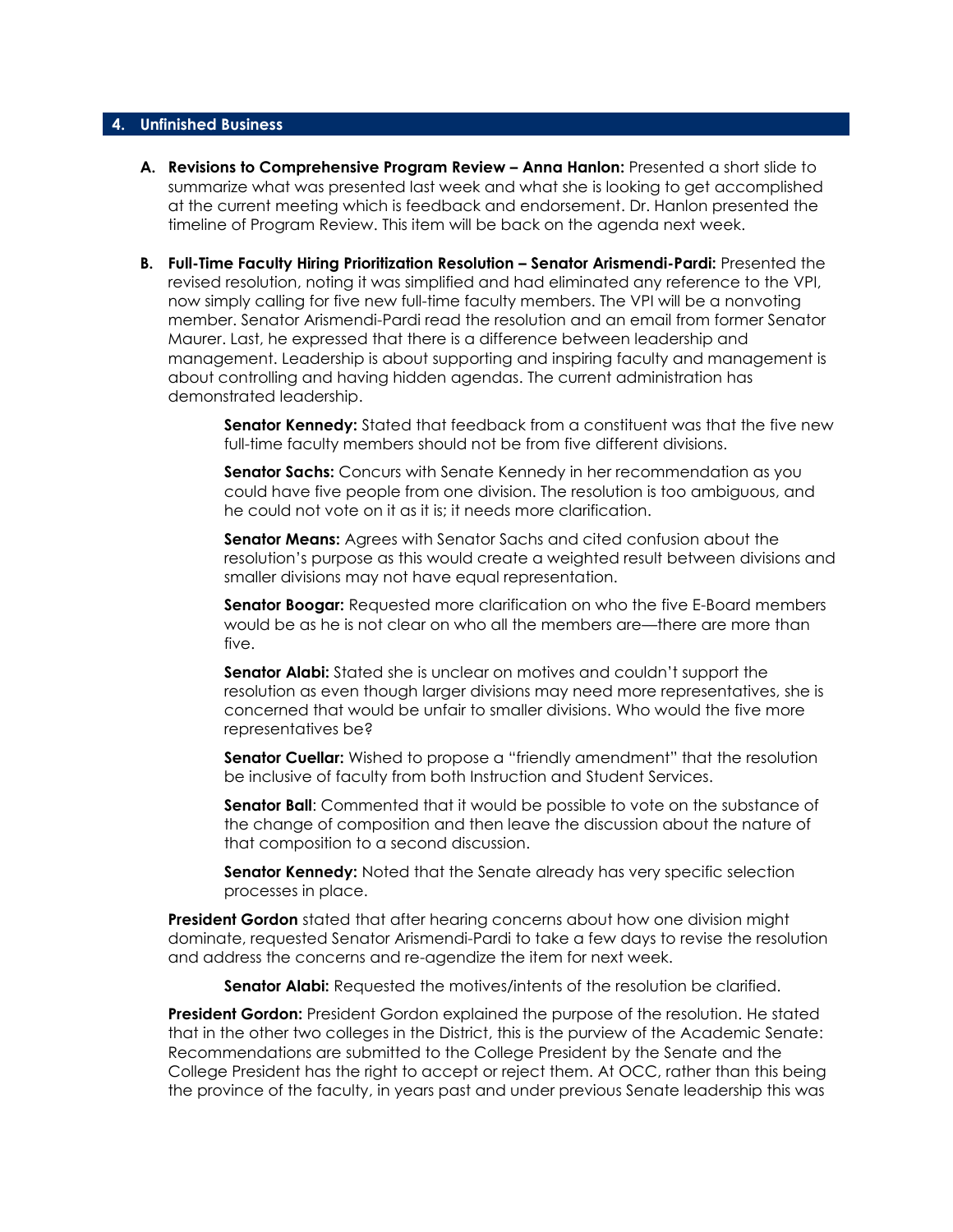## 4. Unfinished Business

**A. Revisions to Comprehensive Program Review – Anna Hanlon:** Presented a short slide to summarize what was presented last week and what she is looking to get accomplished at the current meeting which is feedback and endorsement. Dr. Hanlon presented the timeline of Program Review. This item will be back on the agenda next week.

**B. Full-Time Faculty Hiring Prioritization Resolution – Senator Arismendi-Pardi:** Presented the revised resolution, noting it was simplified and had eliminated any reference to the VPI, now simply calling for five new full-time faculty members. The VPI will be a nonvoting member. Senator Arismendi-Pardi read the resolution and an email from former Senator Maurer. Last, he expressed that there is a difference between leadership and management. Leadership is about supporting and inspiring faculty and management is about controlling and having hidden agendas. The current administration has demonstrated leadership.

> **Senator Kennedy:** Stated that feedback from a constituent was that the five new full-time faculty members should not be from five different divisions.
>
> **Senator Sachs:** Concurs with Senate Kennedy in her recommendation as you could have five people from one division. The resolution is too ambiguous, and he could not vote on it as it is; it needs more clarification.
>
> **Senator Means:** Agrees with Senator Sachs and cited confusion about the resolution's purpose as this would create a weighted result between divisions and smaller divisions may not have equal representation.
>
> **Senator Boogar:** Requested more clarification on who the five E-Board members would be as he is not clear on who all the members are—there are more than five.
>
> **Senator Alabi:** Stated she is unclear on motives and couldn't support the resolution as even though larger divisions may need more representatives, she is concerned that would be unfair to smaller divisions. Who would the five more representatives be?
>
> **Senator Cuellar:** Wished to propose a "friendly amendment" that the resolution be inclusive of faculty from both Instruction and Student Services.
>
> **Senator Ball**: Commented that it would be possible to vote on the substance of the change of composition and then leave the discussion about the nature of that composition to a second discussion.
>
> **Senator Kennedy:** Noted that the Senate already has very specific selection processes in place.

**President Gordon** stated that after hearing concerns about how one division might dominate, requested Senator Arismendi-Pardi to take a few days to revise the resolution and address the concerns and re-agendize the item for next week.

> **Senator Alabi:** Requested the motives/intents of the resolution be clarified.

**President Gordon:** President Gordon explained the purpose of the resolution. He stated that in the other two colleges in the District, this is the purview of the Academic Senate: Recommendations are submitted to the College President by the Senate and the College President has the right to accept or reject them. At OCC, rather than this being the province of the faculty, in years past and under previous Senate leadership this was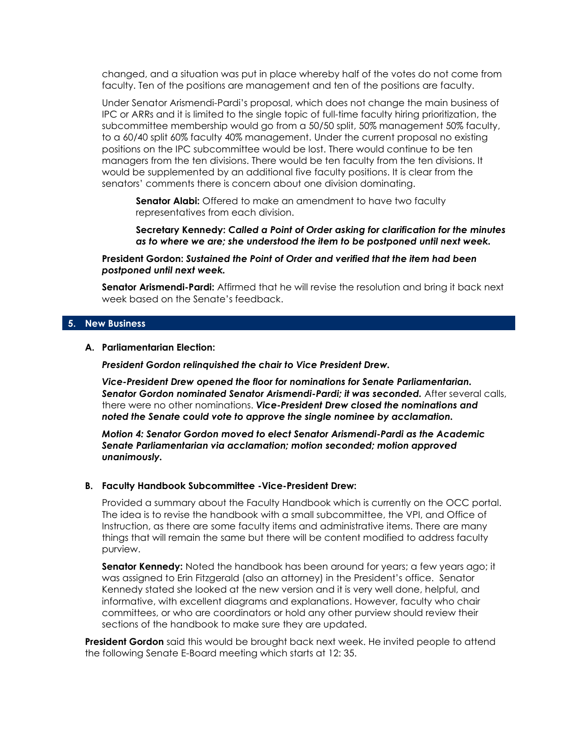changed, and a situation was put in place whereby half of the votes do not come from faculty. Ten of the positions are management and ten of the positions are faculty.

Under Senator Arismendi-Pardi's proposal, which does not change the main business of IPC or ARRs and it is limited to the single topic of full-time faculty hiring prioritization, the subcommittee membership would go from a 50/50 split, 50% management 50% faculty, to a 60/40 split 60% faculty 40% management. Under the current proposal no existing positions on the IPC subcommittee would be lost. There would continue to be ten managers from the ten divisions. There would be ten faculty from the ten divisions. It would be supplemented by an additional five faculty positions. It is clear from the senators' comments there is concern about one division dominating.

> **Senator Alabi:** Offered to make an amendment to have two faculty representatives from each division.
>
> **Secretary Kennedy:** ***Called a Point of Order asking for clarification for the minutes as to where we are; she understood the item to be postponed until next week.***

**President Gordon:** ***Sustained the Point of Order and verified that the item had been postponed until next week.***

**Senator Arismendi-Pardi:** Affirmed that he will revise the resolution and bring it back next week based on the Senate's feedback.

## 5. New Business

### A. Parliamentarian Election:

***President Gordon relinquished the chair to Vice President Drew.***

***Vice-President Drew opened the floor for nominations for Senate Parliamentarian. Senator Gordon nominated Senator Arismendi-Pardi; it was seconded.*** After several calls, there were no other nominations. ***Vice-President Drew closed the nominations and noted the Senate could vote to approve the single nominee by acclamation.***

***Motion 4: Senator Gordon moved to elect Senator Arismendi-Pardi as the Academic Senate Parliamentarian via acclamation; motion seconded; motion approved unanimously.***

### B. Faculty Handbook Subcommittee -Vice-President Drew:

Provided a summary about the Faculty Handbook which is currently on the OCC portal. The idea is to revise the handbook with a small subcommittee, the VPI, and Office of Instruction, as there are some faculty items and administrative items. There are many things that will remain the same but there will be content modified to address faculty purview.

**Senator Kennedy:** Noted the handbook has been around for years; a few years ago; it was assigned to Erin Fitzgerald (also an attorney) in the President's office. Senator Kennedy stated she looked at the new version and it is very well done, helpful, and informative, with excellent diagrams and explanations. However, faculty who chair committees, or who are coordinators or hold any other purview should review their sections of the handbook to make sure they are updated.

**President Gordon** said this would be brought back next week. He invited people to attend the following Senate E-Board meeting which starts at 12: 35.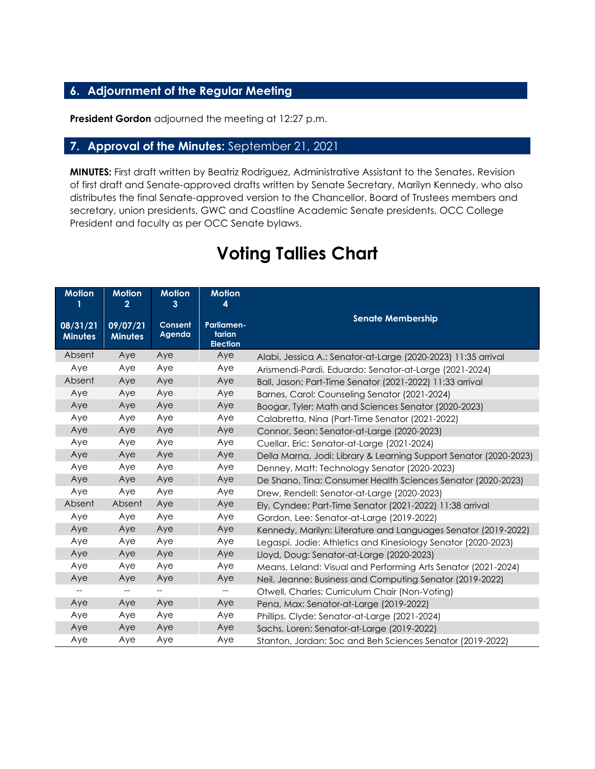## 6. Adjournment of the Regular Meeting

**President Gordon** adjourned the meeting at 12:27 p.m.

## 7. Approval of the Minutes: September 21, 2021

**MINUTES:** First draft written by Beatriz Rodriguez, Administrative Assistant to the Senates. Revision of first draft and Senate-approved drafts written by Senate Secretary, Marilyn Kennedy, who also distributes the final Senate-approved version to the Chancellor, Board of Trustees members and secretary, union presidents, GWC and Coastline Academic Senate presidents, OCC College President and faculty as per OCC Senate bylaws.

# Voting Tallies Chart

| Motion 1 08/31/21 Minutes | Motion 2 09/07/21 Minutes | Motion 3 Consent Agenda | Motion 4 Parliamentarian Election | Senate Membership |
|---|---|---|---|---|
| Absent | Aye | Aye | Aye | Alabi, Jessica A.: Senator-at-Large (2020-2023) 11:35 arrival |
| Aye | Aye | Aye | Aye | Arismendi-Pardi, Eduardo: Senator-at-Large (2021-2024) |
| Absent | Aye | Aye | Aye | Ball, Jason: Part-Time Senator (2021-2022) 11:33 arrival |
| Aye | Aye | Aye | Aye | Barnes, Carol: Counseling Senator (2021-2024) |
| Aye | Aye | Aye | Aye | Boogar, Tyler: Math and Sciences Senator (2020-2023) |
| Aye | Aye | Aye | Aye | Calabretta, Nina (Part-Time Senator (2021-2022) |
| Aye | Aye | Aye | Aye | Connor, Sean: Senator-at-Large (2020-2023) |
| Aye | Aye | Aye | Aye | Cuellar, Eric: Senator-at-Large (2021-2024) |
| Aye | Aye | Aye | Aye | Della Marna, Jodi: Library & Learning Support Senator (2020-2023) |
| Aye | Aye | Aye | Aye | Denney, Matt: Technology Senator (2020-2023) |
| Aye | Aye | Aye | Aye | De Shano, Tina: Consumer Health Sciences Senator (2020-2023) |
| Aye | Aye | Aye | Aye | Drew, Rendell: Senator-at-Large (2020-2023) |
| Absent | Absent | Aye | Aye | Ely, Cyndee: Part-Time Senator (2021-2022) 11:38 arrival |
| Aye | Aye | Aye | Aye | Gordon, Lee: Senator-at-Large (2019-2022) |
| Aye | Aye | Aye | Aye | Kennedy, Marilyn: Literature and Languages Senator (2019-2022) |
| Aye | Aye | Aye | Aye | Legaspi, Jodie: Athletics and Kinesiology Senator (2020-2023) |
| Aye | Aye | Aye | Aye | Lloyd, Doug: Senator-at-Large (2020-2023) |
| Aye | Aye | Aye | Aye | Means, Leland: Visual and Performing Arts Senator (2021-2024) |
| Aye | Aye | Aye | Aye | Neil, Jeanne: Business and Computing Senator (2019-2022) |
| -- | -- | -- | -- | Otwell, Charles: Curriculum Chair (Non-Voting) |
| Aye | Aye | Aye | Aye | Pena, Max: Senator-at-Large (2019-2022) |
| Aye | Aye | Aye | Aye | Phillips, Clyde: Senator-at-Large (2021-2024) |
| Aye | Aye | Aye | Aye | Sachs, Loren: Senator-at-Large (2019-2022) |
| Aye | Aye | Aye | Aye | Stanton, Jordan: Soc and Beh Sciences Senator (2019-2022) |